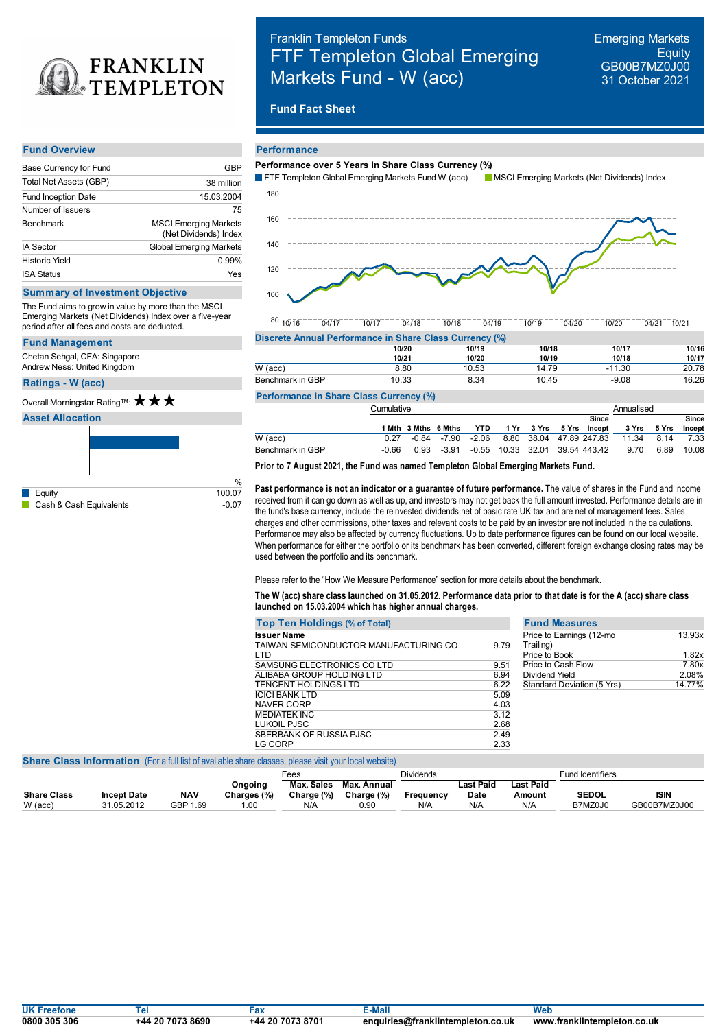# Franklin Templeton Funds

# FTF Templeton Global Emerging Markets Fund - W (acc)

Emerging Markets Equity
GB00B7MZ0J00
31 October 2021

**Fund Fact Sheet**

## Fund Overview

| | |
|---|---|
| Base Currency for Fund | GBP |
| Total Net Assets (GBP) | 38 million |
| Fund Inception Date | 15.03.2004 |
| Number of Issuers | 75 |
| Benchmark | MSCI Emerging Markets (Net Dividends) Index |
| IA Sector | Global Emerging Markets |
| Historic Yield | 0.99% |
| ISA Status | Yes |

## Summary of Investment Objective

The Fund aims to grow in value by more than the MSCI Emerging Markets (Net Dividends) Index over a five-year period after all fees and costs are deducted.

## Fund Management

Chetan Sehgal, CFA: Singapore
Andrew Ness: United Kingdom

## Ratings - W (acc)

Overall Morningstar Rating™: ★★★

## Asset Allocation

| | % |
|---|---|
| Equity | 100.07 |
| Cash & Cash Equivalents | -0.07 |

## Performance

**Performance over 5 Years in Share Class Currency (%)**

FTF Templeton Global Emerging Markets Fund W (acc) | MSCI Emerging Markets (Net Dividends) Index

**Discrete Annual Performance in Share Class Currency (%)**

| | 10/20 10/21 | 10/19 10/20 | 10/18 10/19 | 10/17 10/18 | 10/16 10/17 |
|---|---|---|---|---|---|
| W (acc) | 8.80 | 10.53 | 14.79 | -11.30 | 20.78 |
| Benchmark in GBP | 10.33 | 8.34 | 10.45 | -9.08 | 16.26 |

**Performance in Share Class Currency (%)**

| | Cumulative | | | | | | | | Annualised | | |
|---|---|---|---|---|---|---|---|---|---|---|---|
| | 1 Mth | 3 Mths | 6 Mths | YTD | 1 Yr | 3 Yrs | 5 Yrs | Since Incept | 3 Yrs | 5 Yrs | Since Incept |
| W (acc) | 0.27 | -0.84 | -7.90 | -2.06 | 8.80 | 38.04 | 47.89 | 247.83 | 11.34 | 8.14 | 7.33 |
| Benchmark in GBP | -0.66 | 0.93 | -3.91 | -0.55 | 10.33 | 32.01 | 39.54 | 443.42 | 9.70 | 6.89 | 10.08 |

**Prior to 7 August 2021, the Fund was named Templeton Global Emerging Markets Fund.**

**Past performance is not an indicator or a guarantee of future performance.** The value of shares in the Fund and income received from it can go down as well as up, and investors may not get back the full amount invested. Performance details are in the fund's base currency, include the reinvested dividends net of basic rate UK tax and are net of management fees. Sales charges and other commissions, other taxes and relevant costs to be paid by an investor are not included in the calculations. Performance may also be affected by currency fluctuations. Up to date performance figures can be found on our local website. When performance for either the portfolio or its benchmark has been converted, different foreign exchange closing rates may be used between the portfolio and its benchmark.

Please refer to the "How We Measure Performance" section for more details about the benchmark.

**The W (acc) share class launched on 31.05.2012. Performance data prior to that date is for the A (acc) share class launched on 15.03.2004 which has higher annual charges.**

## Top Ten Holdings (% of Total)

| Issuer Name | |
|---|---|
| TAIWAN SEMICONDUCTOR MANUFACTURING CO LTD | 9.79 |
| SAMSUNG ELECTRONICS CO LTD | 9.51 |
| ALIBABA GROUP HOLDING LTD | 6.94 |
| TENCENT HOLDINGS LTD | 6.22 |
| ICICI BANK LTD | 5.09 |
| NAVER CORP | 4.03 |
| MEDIATEK INC | 3.12 |
| LUKOIL PJSC | 2.68 |
| SBERBANK OF RUSSIA PJSC | 2.49 |
| LG CORP | 2.33 |

## Fund Measures

| | |
|---|---|
| Price to Earnings (12-mo Trailing) | 13.93x |
| Price to Book | 1.82x |
| Price to Cash Flow | 7.80x |
| Dividend Yield | 2.08% |
| Standard Deviation (5 Yrs) | 14.77% |

## Share Class Information (For a full list of available share classes, please visit your local website)

| | | | | Fees | | Dividends | | | Fund Identifiers | |
|---|---|---|---|---|---|---|---|---|---|---|
| Share Class | Incept Date | NAV | Ongoing Charges (%) | Max. Sales Charge (%) | Max. Annual Charge (%) | Frequency | Last Paid Date | Last Paid Amount | SEDOL | ISIN |
| W (acc) | 31.05.2012 | GBP 1.69 | 1.00 | N/A | 0.90 | N/A | N/A | N/A | B7MZ0J0 | GB00B7MZ0J00 |

| UK Freefone | Tel | Fax | E-Mail | Web |
|---|---|---|---|---|
| 0800 305 306 | +44 20 7073 8690 | +44 20 7073 8701 | enquiries@franklintempleton.co.uk | www.franklintempleton.co.uk |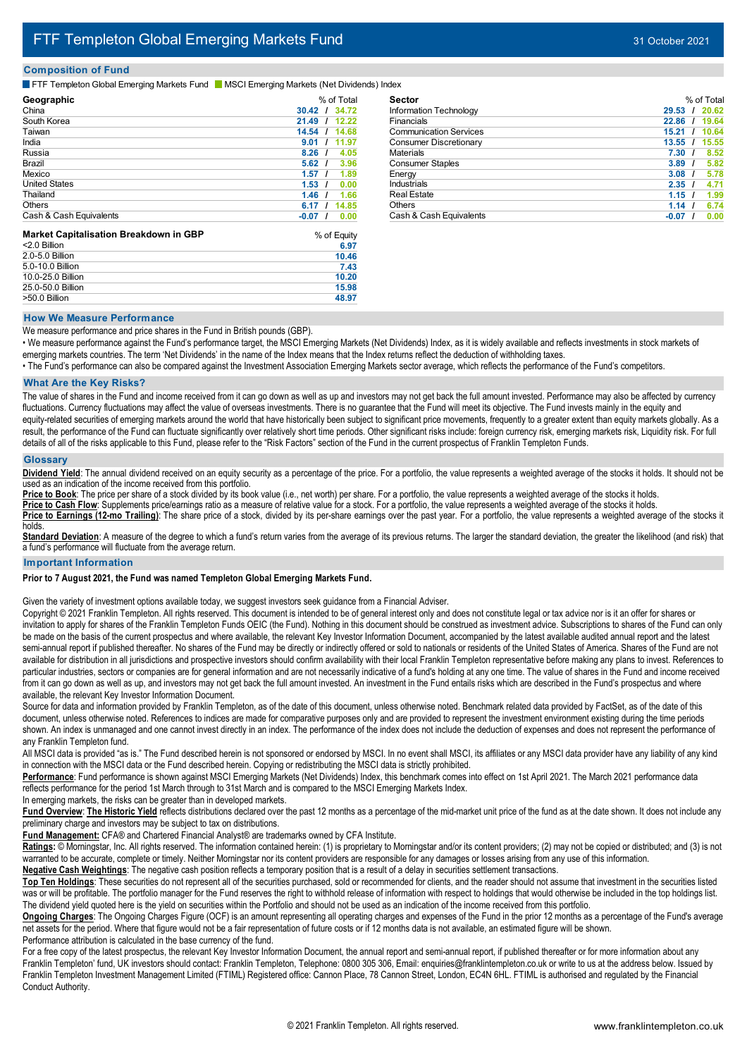# FTF Templeton Global Emerging Markets Fund

31 October 2021

## Composition of Fund

FTF Templeton Global Emerging Markets Fund / MSCI Emerging Markets (Net Dividends) Index

| Geographic | % of Total |
|---|---|
| China | 30.42 / 34.72 |
| South Korea | 21.49 / 12.22 |
| Taiwan | 14.54 / 14.68 |
| India | 9.01 / 11.97 |
| Russia | 8.26 / 4.05 |
| Brazil | 5.62 / 3.96 |
| Mexico | 1.57 / 1.89 |
| United States | 1.53 / 0.00 |
| Thailand | 1.46 / 1.66 |
| Others | 6.17 / 14.85 |
| Cash & Cash Equivalents | -0.07 / 0.00 |

| Sector | % of Total |
|---|---|
| Information Technology | 29.53 / 20.62 |
| Financials | 22.86 / 19.64 |
| Communication Services | 15.21 / 10.64 |
| Consumer Discretionary | 13.55 / 15.55 |
| Materials | 7.30 / 8.52 |
| Consumer Staples | 3.89 / 5.82 |
| Energy | 3.08 / 5.78 |
| Industrials | 2.35 / 4.71 |
| Real Estate | 1.15 / 1.99 |
| Others | 1.14 / 6.74 |
| Cash & Cash Equivalents | -0.07 / 0.00 |

| Market Capitalisation Breakdown in GBP | % of Equity |
|---|---|
| <2.0 Billion | 6.97 |
| 2.0-5.0 Billion | 10.46 |
| 5.0-10.0 Billion | 7.43 |
| 10.0-25.0 Billion | 10.20 |
| 25.0-50.0 Billion | 15.98 |
| >50.0 Billion | 48.97 |

## How We Measure Performance

We measure performance and price shares in the Fund in British pounds (GBP).

- We measure performance against the Fund's performance target, the MSCI Emerging Markets (Net Dividends) Index, as it is widely available and reflects investments in stock markets of emerging markets countries. The term 'Net Dividends' in the name of the Index means that the Index returns reflect the deduction of withholding taxes.
- The Fund's performance can also be compared against the Investment Association Emerging Markets sector average, which reflects the performance of the Fund's competitors.

## What Are the Key Risks?

The value of shares in the Fund and income received from it can go down as well as up and investors may not get back the full amount invested. Performance may also be affected by currency fluctuations. Currency fluctuations may affect the value of overseas investments. There is no guarantee that the Fund will meet its objective. The Fund invests mainly in the equity and equity-related securities of emerging markets around the world that have historically been subject to significant price movements, frequently to a greater extent than equity markets globally. As a result, the performance of the Fund can fluctuate significantly over relatively short time periods. Other significant risks include: foreign currency risk, emerging markets risk, Liquidity risk. For full details of all of the risks applicable to this Fund, please refer to the "Risk Factors" section of the Fund in the current prospectus of Franklin Templeton Funds.

## Glossary

**Dividend Yield**: The annual dividend received on an equity security as a percentage of the price. For a portfolio, the value represents a weighted average of the stocks it holds. It should not be used as an indication of the income received from this portfolio.

**Price to Book**: The price per share of a stock divided by its book value (i.e., net worth) per share. For a portfolio, the value represents a weighted average of the stocks it holds.

**Price to Cash Flow**: Supplements price/earnings ratio as a measure of relative value for a stock. For a portfolio, the value represents a weighted average of the stocks it holds.

**Price to Earnings (12-mo Trailing)**: The share price of a stock, divided by its per-share earnings over the past year. For a portfolio, the value represents a weighted average of the stocks it holds.

**Standard Deviation**: A measure of the degree to which a fund's return varies from the average of its previous returns. The larger the standard deviation, the greater the likelihood (and risk) that a fund's performance will fluctuate from the average return.

## Important Information

**Prior to 7 August 2021, the Fund was named Templeton Global Emerging Markets Fund.**

Given the variety of investment options available today, we suggest investors seek guidance from a Financial Adviser.

Copyright © 2021 Franklin Templeton. All rights reserved. This document is intended to be of general interest only and does not constitute legal or tax advice nor is it an offer for shares or invitation to apply for shares of the Franklin Templeton Funds OEIC (the Fund). Nothing in this document should be construed as investment advice. Subscriptions to shares of the Fund can only be made on the basis of the current prospectus and where available, the relevant Key Investor Information Document, accompanied by the latest available audited annual report and the latest semi-annual report if published thereafter. No shares of the Fund may be directly or indirectly offered or sold to nationals or residents of the United States of America. Shares of the Fund are not available for distribution in all jurisdictions and prospective investors should confirm availability with their local Franklin Templeton representative before making any plans to invest. References to particular industries, sectors or companies are for general information and are not necessarily indicative of a fund's holding at any one time. The value of shares in the Fund and income received from it can go down as well as up, and investors may not get back the full amount invested. An investment in the Fund entails risks which are described in the Fund's prospectus and where available, the relevant Key Investor Information Document.

Source for data and information provided by Franklin Templeton, as of the date of this document, unless otherwise noted. Benchmark related data provided by FactSet, as of the date of this document, unless otherwise noted. References to indices are made for comparative purposes only and are provided to represent the investment environment existing during the time periods shown. An index is unmanaged and one cannot invest directly in an index. The performance of the index does not include the deduction of expenses and does not represent the performance of any Franklin Templeton fund.

All MSCI data is provided "as is." The Fund described herein is not sponsored or endorsed by MSCI. In no event shall MSCI, its affiliates or any MSCI data provider have any liability of any kind in connection with the MSCI data or the Fund described herein. Copying or redistributing the MSCI data is strictly prohibited.

**Performance**: Fund performance is shown against MSCI Emerging Markets (Net Dividends) Index, this benchmark comes into effect on 1st April 2021. The March 2021 performance data reflects performance for the period 1st March through to 31st March and is compared to the MSCI Emerging Markets Index.

In emerging markets, the risks can be greater than in developed markets.

**Fund Overview**: **The Historic Yield** reflects distributions declared over the past 12 months as a percentage of the mid-market unit price of the fund as at the date shown. It does not include any preliminary charge and investors may be subject to tax on distributions.

**Fund Management:** CFA® and Chartered Financial Analyst® are trademarks owned by CFA Institute.

**Ratings:** © Morningstar, Inc. All rights reserved. The information contained herein: (1) is proprietary to Morningstar and/or its content providers; (2) may not be copied or distributed; and (3) is not warranted to be accurate, complete or timely. Neither Morningstar nor its content providers are responsible for any damages or losses arising from any use of this information.

**Negative Cash Weightings**: The negative cash position reflects a temporary position that is a result of a delay in securities settlement transactions.

**Top Ten Holdings**: These securities do not represent all of the securities purchased, sold or recommended for clients, and the reader should not assume that investment in the securities listed was or will be profitable. The portfolio manager for the Fund reserves the right to withhold release of information with respect to holdings that would otherwise be included in the top holdings list. The dividend yield quoted here is the yield on securities within the Portfolio and should not be used as an indication of the income received from this portfolio.

**Ongoing Charges**: The Ongoing Charges Figure (OCF) is an amount representing all operating charges and expenses of the Fund in the prior 12 months as a percentage of the Fund's average net assets for the period. Where that figure would not be a fair representation of future costs or if 12 months data is not available, an estimated figure will be shown.

Performance attribution is calculated in the base currency of the fund.

For a free copy of the latest prospectus, the relevant Key Investor Information Document, the annual report and semi-annual report, if published thereafter or for more information about any Franklin Templeton' fund, UK investors should contact: Franklin Templeton, Telephone: 0800 305 306, Email: enquiries@franklintempleton.co.uk or write to us at the address below. Issued by Franklin Templeton Investment Management Limited (FTIML) Registered office: Cannon Place, 78 Cannon Street, London, EC4N 6HL. FTIML is authorised and regulated by the Financial Conduct Authority.

© 2021 Franklin Templeton. All rights reserved. www.franklintempleton.co.uk